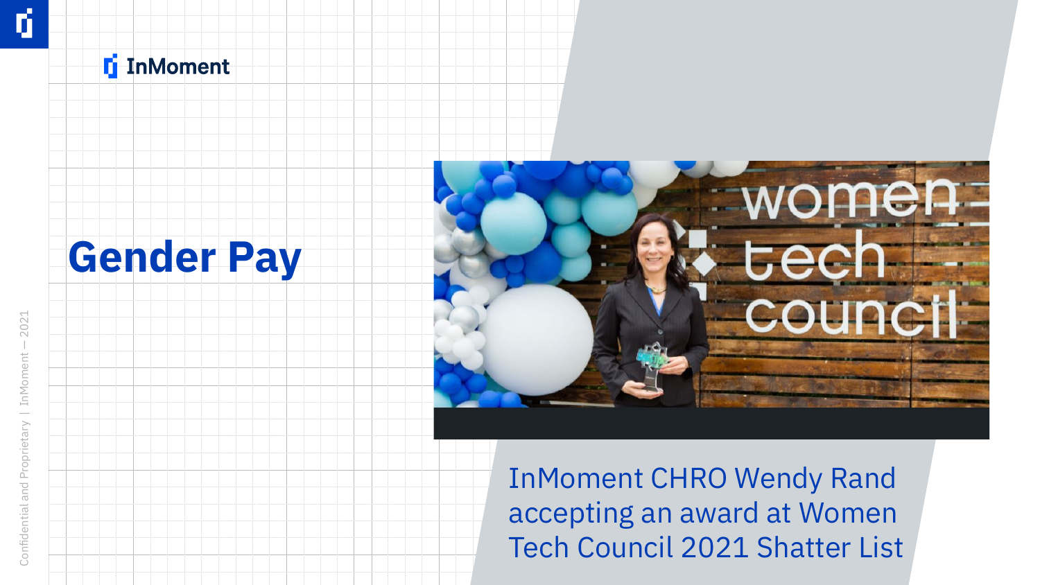InMoment

# Gender Pay

InMoment CHRO Wendy Rand accepting an award at Women Tech Council 2021 Shatter List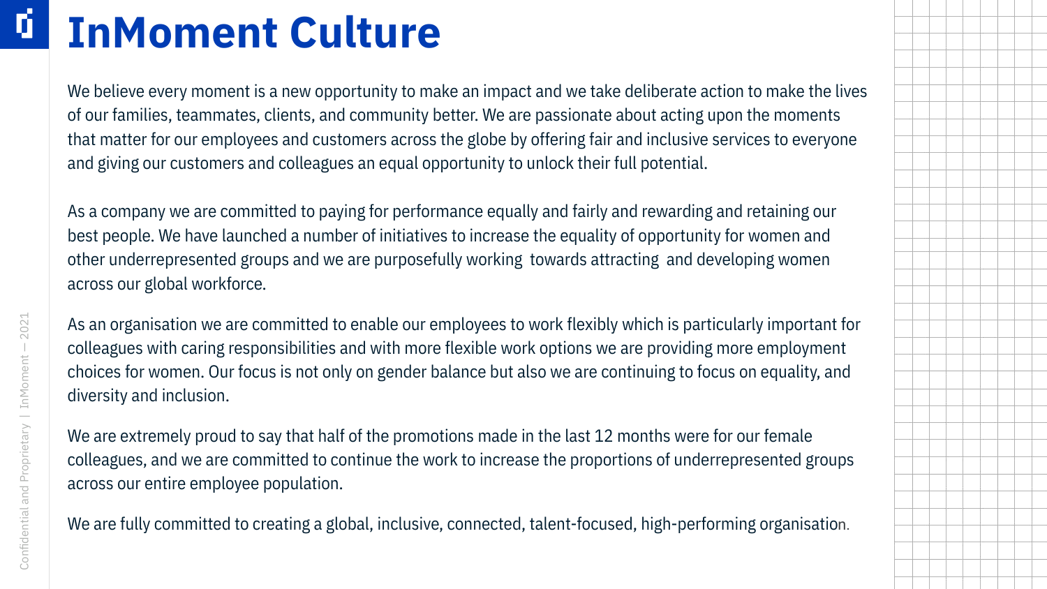# InMoment Culture

We believe every moment is a new opportunity to make an impact and we take deliberate action to make the lives of our families, teammates, clients, and community better. We are passionate about acting upon the moments that matter for our employees and customers across the globe by offering fair and inclusive services to everyone and giving our customers and colleagues an equal opportunity to unlock their full potential.

As a company we are committed to paying for performance equally and fairly and rewarding and retaining our best people. We have launched a number of initiatives to increase the equality of opportunity for women and other underrepresented groups and we are purposefully working towards attracting and developing women across our global workforce.

As an organisation we are committed to enable our employees to work flexibly which is particularly important for colleagues with caring responsibilities and with more flexible work options we are providing more employment choices for women. Our focus is not only on gender balance but also we are continuing to focus on equality, and diversity and inclusion.

We are extremely proud to say that half of the promotions made in the last 12 months were for our female colleagues, and we are committed to continue the work to increase the proportions of underrepresented groups across our entire employee population.

We are fully committed to creating a global, inclusive, connected, talent-focused, high-performing organisation.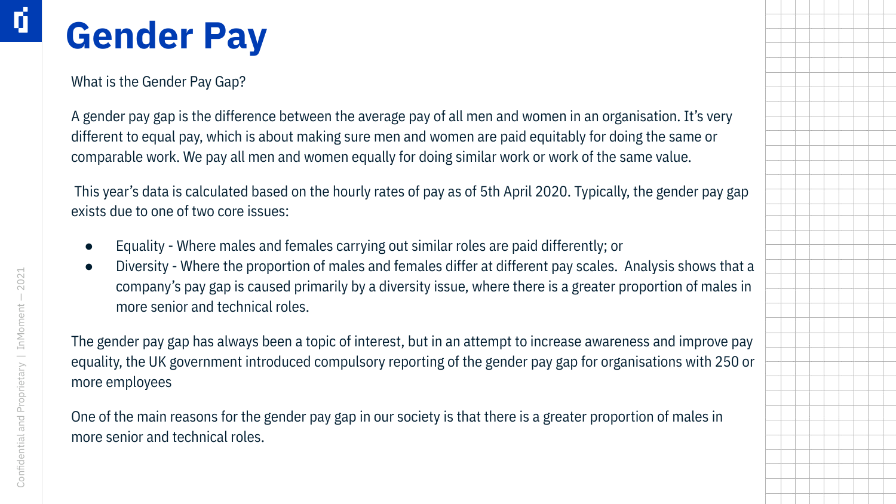# Gender Pay

What is the Gender Pay Gap?

A gender pay gap is the difference between the average pay of all men and women in an organisation. It's very different to equal pay, which is about making sure men and women are paid equitably for doing the same or comparable work. We pay all men and women equally for doing similar work or work of the same value.

This year's data is calculated based on the hourly rates of pay as of 5th April 2020. Typically, the gender pay gap exists due to one of two core issues:

- Equality - Where males and females carrying out similar roles are paid differently; or
- Diversity - Where the proportion of males and females differ at different pay scales. Analysis shows that a company's pay gap is caused primarily by a diversity issue, where there is a greater proportion of males in more senior and technical roles.

The gender pay gap has always been a topic of interest, but in an attempt to increase awareness and improve pay equality, the UK government introduced compulsory reporting of the gender pay gap for organisations with 250 or more employees

One of the main reasons for the gender pay gap in our society is that there is a greater proportion of males in more senior and technical roles.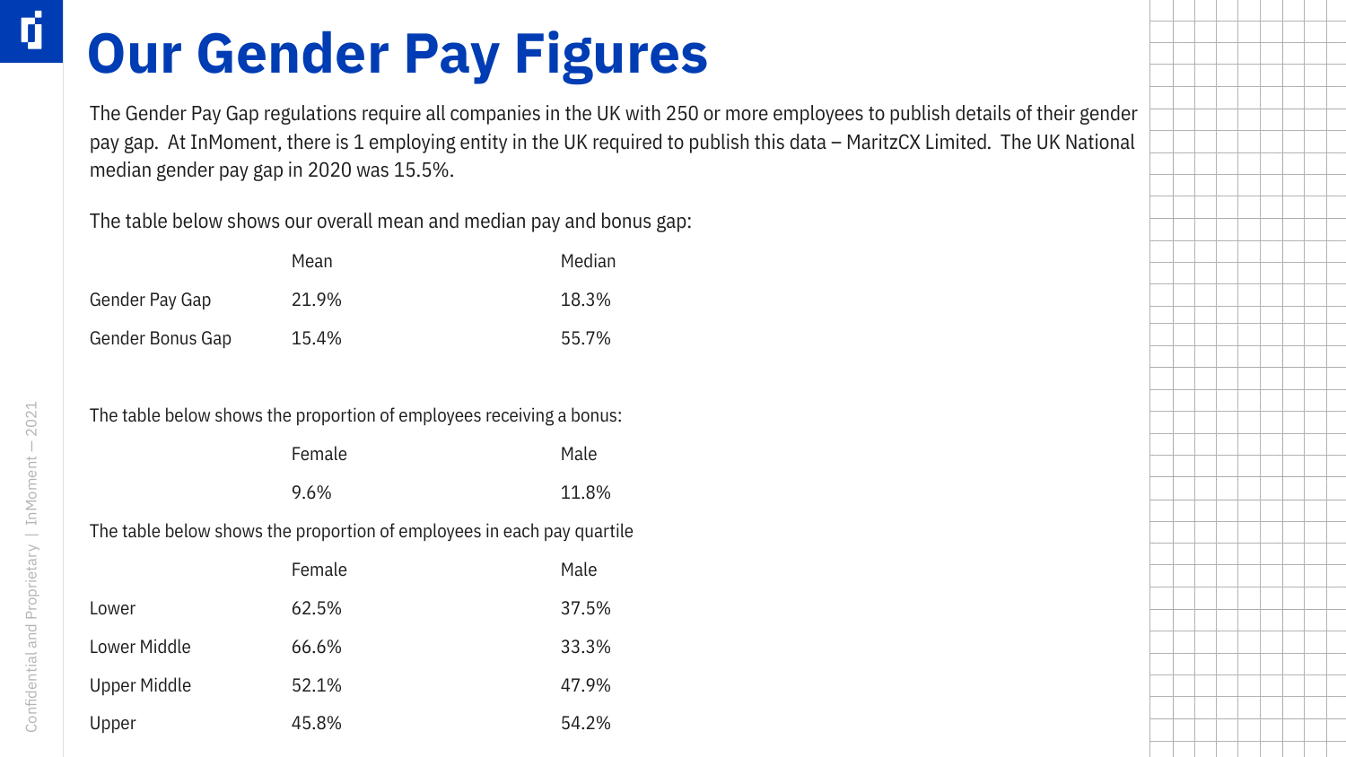# Our Gender Pay Figures

The Gender Pay Gap regulations require all companies in the UK with 250 or more employees to publish details of their gender pay gap. At InMoment, there is 1 employing entity in the UK required to publish this data – MaritzCX Limited. The UK National median gender pay gap in 2020 was 15.5%.

The table below shows our overall mean and median pay and bonus gap:

| | Mean | Median |
|---|---|---|
| Gender Pay Gap | 21.9% | 18.3% |
| Gender Bonus Gap | 15.4% | 55.7% |

The table below shows the proportion of employees receiving a bonus:

| | Female | Male |
|---|---|---|
| | 9.6% | 11.8% |

The table below shows the proportion of employees in each pay quartile

| | Female | Male |
|---|---|---|
| Lower | 62.5% | 37.5% |
| Lower Middle | 66.6% | 33.3% |
| Upper Middle | 52.1% | 47.9% |
| Upper | 45.8% | 54.2% |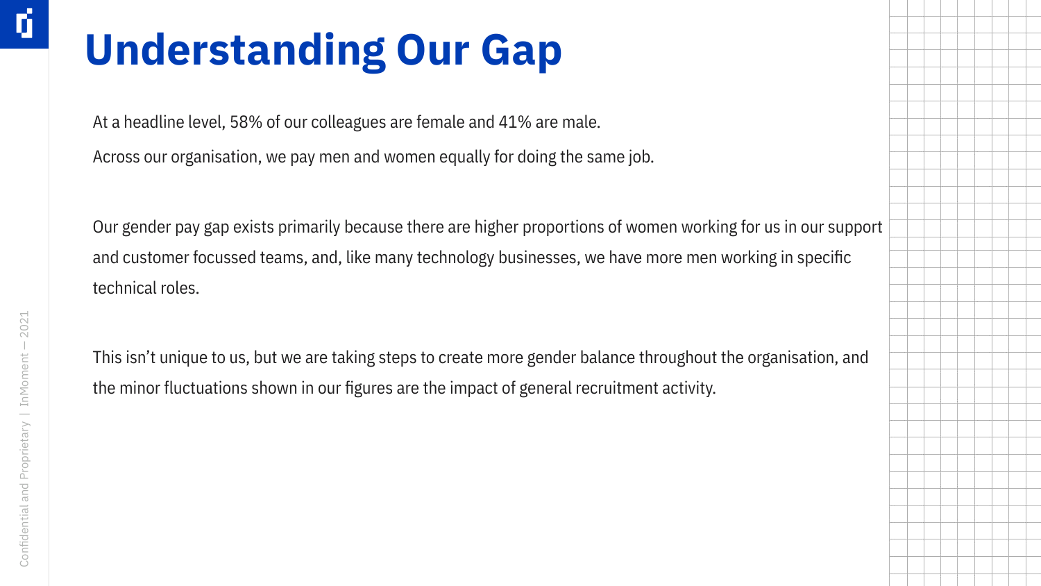# Understanding Our Gap

At a headline level, 58% of our colleagues are female and 41% are male.

Across our organisation, we pay men and women equally for doing the same job.

Our gender pay gap exists primarily because there are higher proportions of women working for us in our support and customer focussed teams, and, like many technology businesses, we have more men working in specific technical roles.

This isn't unique to us, but we are taking steps to create more gender balance throughout the organisation, and the minor fluctuations shown in our figures are the impact of general recruitment activity.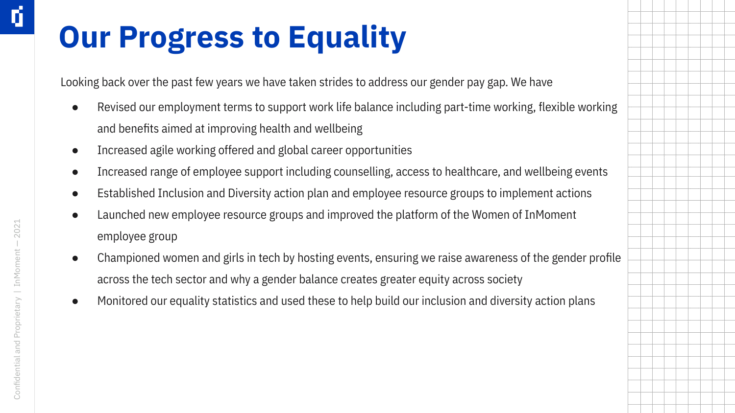# Our Progress to Equality

Looking back over the past few years we have taken strides to address our gender pay gap. We have

- Revised our employment terms to support work life balance including part-time working, flexible working and benefits aimed at improving health and wellbeing
- Increased agile working offered and global career opportunities
- Increased range of employee support including counselling, access to healthcare, and wellbeing events
- Established Inclusion and Diversity action plan and employee resource groups to implement actions
- Launched new employee resource groups and improved the platform of the Women of InMoment employee group
- Championed women and girls in tech by hosting events, ensuring we raise awareness of the gender profile across the tech sector and why a gender balance creates greater equity across society
- Monitored our equality statistics and used these to help build our inclusion and diversity action plans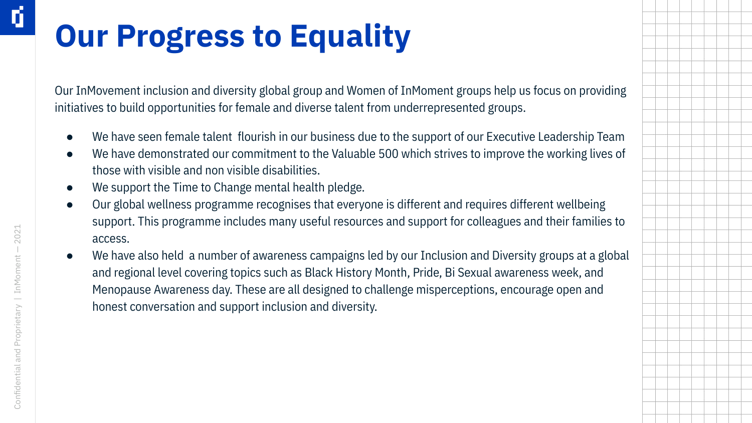# Our Progress to Equality

Our InMovement inclusion and diversity global group and Women of InMoment groups help us focus on providing initiatives to build opportunities for female and diverse talent from underrepresented groups.

- We have seen female talent flourish in our business due to the support of our Executive Leadership Team
- We have demonstrated our commitment to the Valuable 500 which strives to improve the working lives of those with visible and non visible disabilities.
- We support the Time to Change mental health pledge.
- Our global wellness programme recognises that everyone is different and requires different wellbeing support. This programme includes many useful resources and support for colleagues and their families to access.
- We have also held a number of awareness campaigns led by our Inclusion and Diversity groups at a global and regional level covering topics such as Black History Month, Pride, Bi Sexual awareness week, and Menopause Awareness day. These are all designed to challenge misperceptions, encourage open and honest conversation and support inclusion and diversity.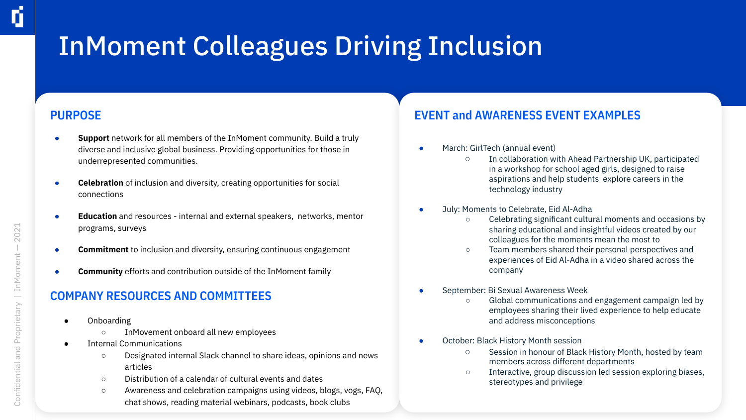# InMoment Colleagues Driving Inclusion

## PURPOSE

- **Support** network for all members of the InMoment community. Build a truly diverse and inclusive global business. Providing opportunities for those in underrepresented communities.
- **Celebration** of inclusion and diversity, creating opportunities for social connections
- **Education** and resources - internal and external speakers, networks, mentor programs, surveys
- **Commitment** to inclusion and diversity, ensuring continuous engagement
- **Community** efforts and contribution outside of the InMoment family

## COMPANY RESOURCES AND COMMITTEES

- Onboarding
  - InMovement onboard all new employees
- Internal Communications
  - Designated internal Slack channel to share ideas, opinions and news articles
  - Distribution of a calendar of cultural events and dates
  - Awareness and celebration campaigns using videos, blogs, vogs, FAQ, chat shows, reading material webinars, podcasts, book clubs

## EVENT and AWARENESS EVENT EXAMPLES

- March: GirlTech (annual event)
  - In collaboration with Ahead Partnership UK, participated in a workshop for school aged girls, designed to raise aspirations and help students explore careers in the technology industry
- July: Moments to Celebrate, Eid Al-Adha
  - Celebrating significant cultural moments and occasions by sharing educational and insightful videos created by our colleagues for the moments mean the most to
  - Team members shared their personal perspectives and experiences of Eid Al-Adha in a video shared across the company
- September: Bi Sexual Awareness Week
  - Global communications and engagement campaign led by employees sharing their lived experience to help educate and address misconceptions
- October: Black History Month session
  - Session in honour of Black History Month, hosted by team members across different departments
  - Interactive, group discussion led session exploring biases, stereotypes and privilege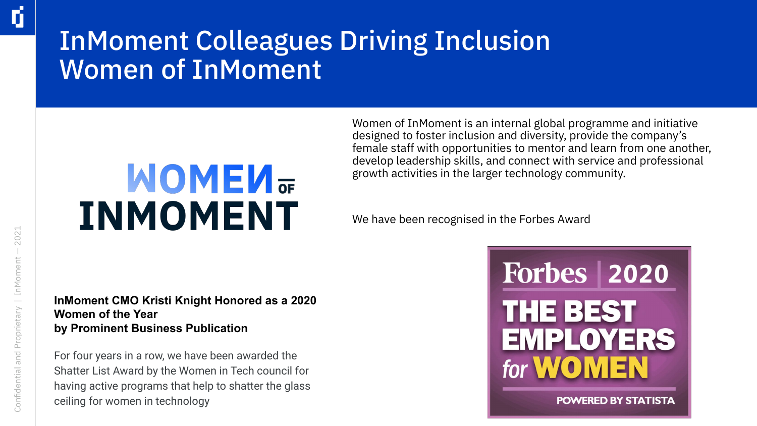# InMoment Colleagues Driving Inclusion
# Women of InMoment

WOMEN OF INMOMENT

Women of InMoment is an internal global programme and initiative designed to foster inclusion and diversity, provide the company's female staff with opportunities to mentor and learn from one another, develop leadership skills, and connect with service and professional growth activities in the larger technology community.

We have been recognised in the Forbes Award

Forbes 2020 THE BEST EMPLOYERS for WOMEN POWERED BY STATISTA

**InMoment CMO Kristi Knight Honored as a 2020 Women of the Year by Prominent Business Publication**

For four years in a row, we have been awarded the Shatter List Award by the Women in Tech council for having active programs that help to shatter the glass ceiling for women in technology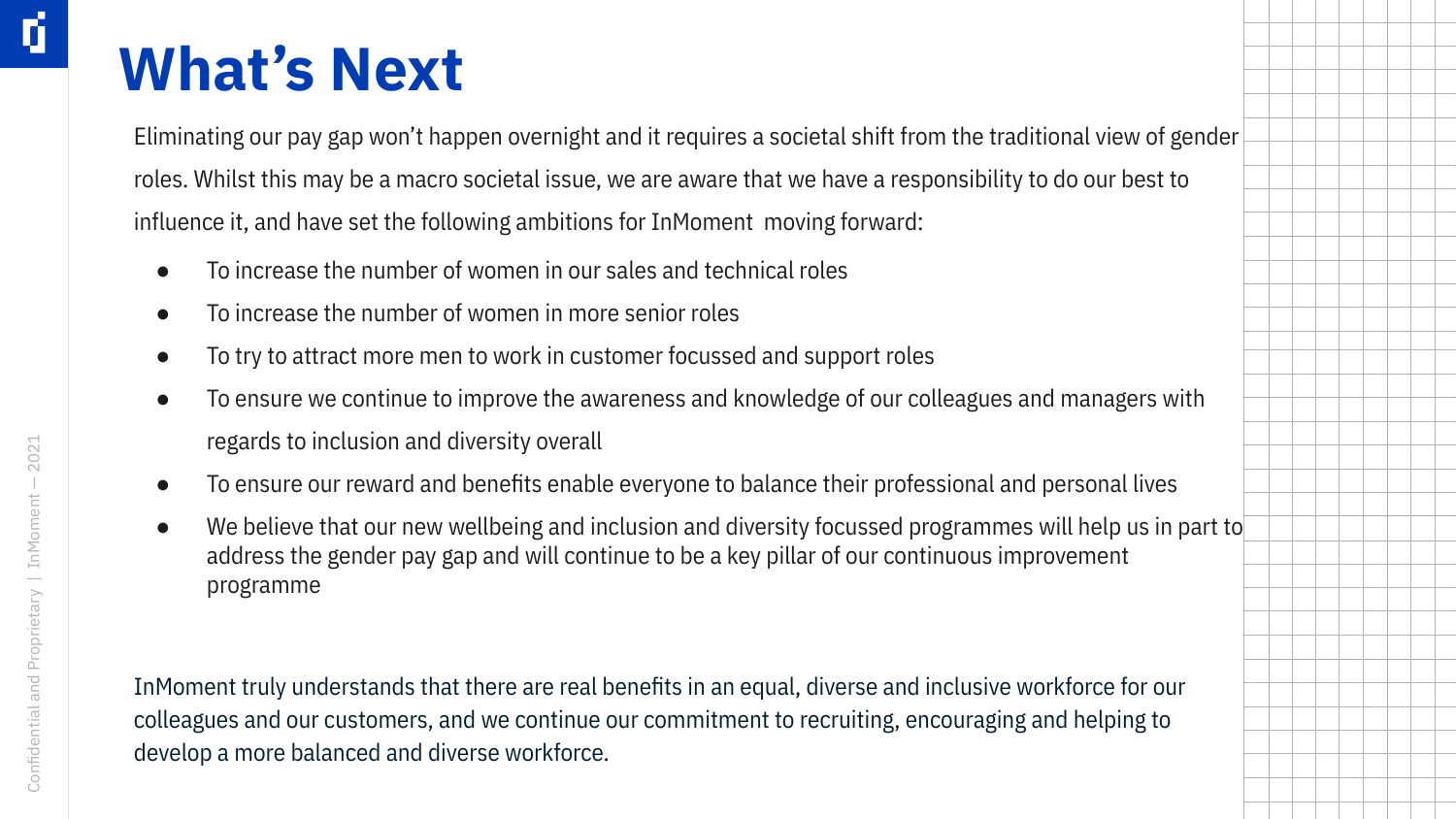# What's Next

Eliminating our pay gap won't happen overnight and it requires a societal shift from the traditional view of gender roles. Whilst this may be a macro societal issue, we are aware that we have a responsibility to do our best to influence it, and have set the following ambitions for InMoment moving forward:

- To increase the number of women in our sales and technical roles
- To increase the number of women in more senior roles
- To try to attract more men to work in customer focussed and support roles
- To ensure we continue to improve the awareness and knowledge of our colleagues and managers with regards to inclusion and diversity overall
- To ensure our reward and benefits enable everyone to balance their professional and personal lives
- We believe that our new wellbeing and inclusion and diversity focussed programmes will help us in part to address the gender pay gap and will continue to be a key pillar of our continuous improvement programme

InMoment truly understands that there are real benefits in an equal, diverse and inclusive workforce for our colleagues and our customers, and we continue our commitment to recruiting, encouraging and helping to develop a more balanced and diverse workforce.